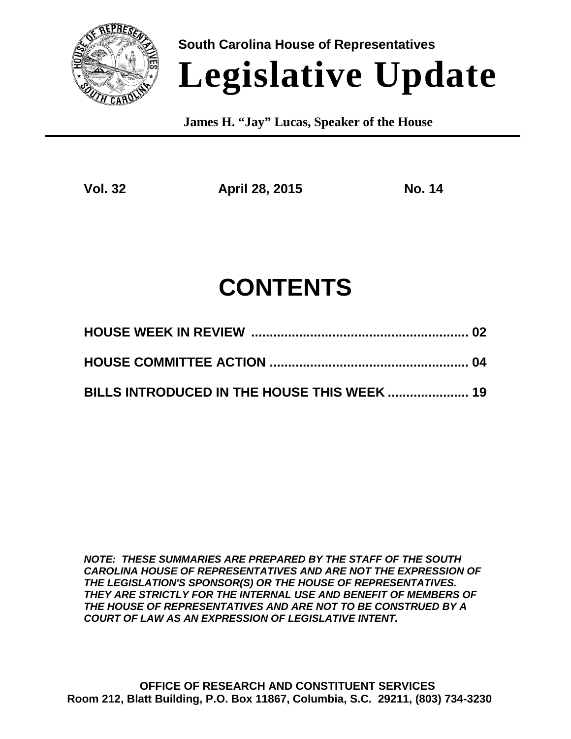South Carolina House of Representatives

# Legislative Update

**James H. "Jay" Lucas, Speaker of the House**

**Vol. 32** **April 28, 2015** **No. 14**

# CONTENTS

**HOUSE WEEK IN REVIEW .......................................................... 02**

**HOUSE COMMITTEE ACTION ..................................................... 04**

**BILLS INTRODUCED IN THE HOUSE THIS WEEK ...................... 19**

***NOTE: THESE SUMMARIES ARE PREPARED BY THE STAFF OF THE SOUTH CAROLINA HOUSE OF REPRESENTATIVES AND ARE NOT THE EXPRESSION OF THE LEGISLATION'S SPONSOR(S) OR THE HOUSE OF REPRESENTATIVES. THEY ARE STRICTLY FOR THE INTERNAL USE AND BENEFIT OF MEMBERS OF THE HOUSE OF REPRESENTATIVES AND ARE NOT TO BE CONSTRUED BY A COURT OF LAW AS AN EXPRESSION OF LEGISLATIVE INTENT.***

**OFFICE OF RESEARCH AND CONSTITUENT SERVICES**
**Room 212, Blatt Building, P.O. Box 11867, Columbia, S.C. 29211, (803) 734-3230**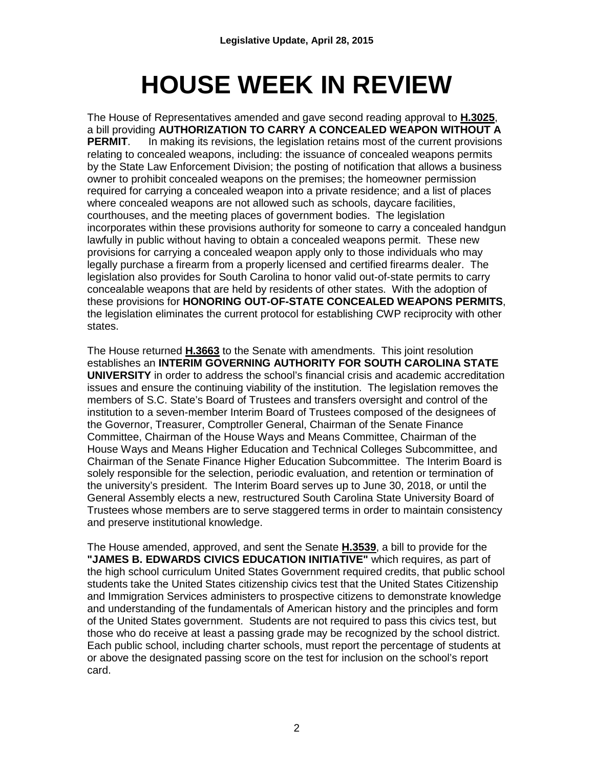# HOUSE WEEK IN REVIEW

The House of Representatives amended and gave second reading approval to **H.3025**, a bill providing **AUTHORIZATION TO CARRY A CONCEALED WEAPON WITHOUT A PERMIT**. In making its revisions, the legislation retains most of the current provisions relating to concealed weapons, including: the issuance of concealed weapons permits by the State Law Enforcement Division; the posting of notification that allows a business owner to prohibit concealed weapons on the premises; the homeowner permission required for carrying a concealed weapon into a private residence; and a list of places where concealed weapons are not allowed such as schools, daycare facilities, courthouses, and the meeting places of government bodies. The legislation incorporates within these provisions authority for someone to carry a concealed handgun lawfully in public without having to obtain a concealed weapons permit. These new provisions for carrying a concealed weapon apply only to those individuals who may legally purchase a firearm from a properly licensed and certified firearms dealer. The legislation also provides for South Carolina to honor valid out-of-state permits to carry concealable weapons that are held by residents of other states. With the adoption of these provisions for **HONORING OUT-OF-STATE CONCEALED WEAPONS PERMITS**, the legislation eliminates the current protocol for establishing CWP reciprocity with other states.

The House returned **H.3663** to the Senate with amendments. This joint resolution establishes an **INTERIM GOVERNING AUTHORITY FOR SOUTH CAROLINA STATE UNIVERSITY** in order to address the school's financial crisis and academic accreditation issues and ensure the continuing viability of the institution. The legislation removes the members of S.C. State's Board of Trustees and transfers oversight and control of the institution to a seven-member Interim Board of Trustees composed of the designees of the Governor, Treasurer, Comptroller General, Chairman of the Senate Finance Committee, Chairman of the House Ways and Means Committee, Chairman of the House Ways and Means Higher Education and Technical Colleges Subcommittee, and Chairman of the Senate Finance Higher Education Subcommittee. The Interim Board is solely responsible for the selection, periodic evaluation, and retention or termination of the university's president. The Interim Board serves up to June 30, 2018, or until the General Assembly elects a new, restructured South Carolina State University Board of Trustees whose members are to serve staggered terms in order to maintain consistency and preserve institutional knowledge.

The House amended, approved, and sent the Senate **H.3539**, a bill to provide for the **"JAMES B. EDWARDS CIVICS EDUCATION INITIATIVE"** which requires, as part of the high school curriculum United States Government required credits, that public school students take the United States citizenship civics test that the United States Citizenship and Immigration Services administers to prospective citizens to demonstrate knowledge and understanding of the fundamentals of American history and the principles and form of the United States government. Students are not required to pass this civics test, but those who do receive at least a passing grade may be recognized by the school district. Each public school, including charter schools, must report the percentage of students at or above the designated passing score on the test for inclusion on the school's report card.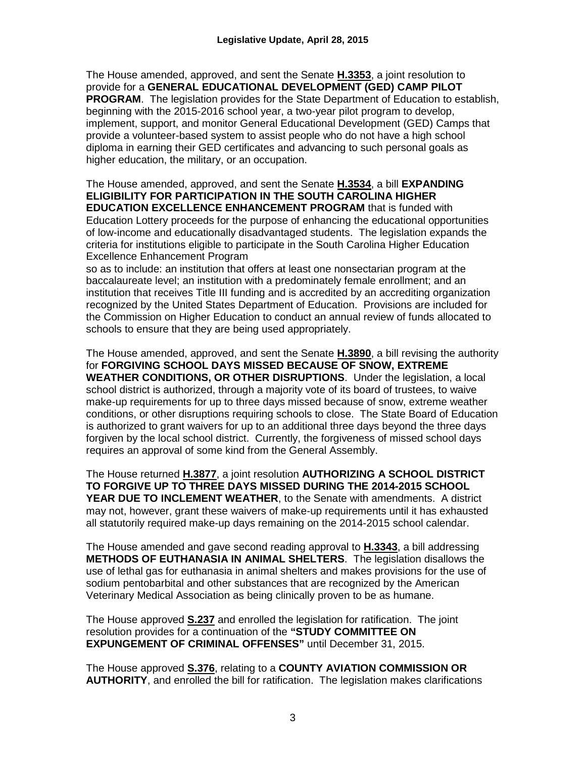The House amended, approved, and sent the Senate **H.3353**, a joint resolution to provide for a **GENERAL EDUCATIONAL DEVELOPMENT (GED) CAMP PILOT PROGRAM**. The legislation provides for the State Department of Education to establish, beginning with the 2015-2016 school year, a two-year pilot program to develop, implement, support, and monitor General Educational Development (GED) Camps that provide a volunteer-based system to assist people who do not have a high school diploma in earning their GED certificates and advancing to such personal goals as higher education, the military, or an occupation.

The House amended, approved, and sent the Senate **H.3534**, a bill **EXPANDING ELIGIBILITY FOR PARTICIPATION IN THE SOUTH CAROLINA HIGHER EDUCATION EXCELLENCE ENHANCEMENT PROGRAM** that is funded with Education Lottery proceeds for the purpose of enhancing the educational opportunities of low-income and educationally disadvantaged students. The legislation expands the criteria for institutions eligible to participate in the South Carolina Higher Education Excellence Enhancement Program
so as to include: an institution that offers at least one nonsectarian program at the baccalaureate level; an institution with a predominately female enrollment; and an institution that receives Title III funding and is accredited by an accrediting organization recognized by the United States Department of Education. Provisions are included for the Commission on Higher Education to conduct an annual review of funds allocated to schools to ensure that they are being used appropriately.

The House amended, approved, and sent the Senate **H.3890**, a bill revising the authority for **FORGIVING SCHOOL DAYS MISSED BECAUSE OF SNOW, EXTREME WEATHER CONDITIONS, OR OTHER DISRUPTIONS**. Under the legislation, a local school district is authorized, through a majority vote of its board of trustees, to waive make-up requirements for up to three days missed because of snow, extreme weather conditions, or other disruptions requiring schools to close. The State Board of Education is authorized to grant waivers for up to an additional three days beyond the three days forgiven by the local school district. Currently, the forgiveness of missed school days requires an approval of some kind from the General Assembly.

The House returned **H.3877**, a joint resolution **AUTHORIZING A SCHOOL DISTRICT TO FORGIVE UP TO THREE DAYS MISSED DURING THE 2014-2015 SCHOOL YEAR DUE TO INCLEMENT WEATHER**, to the Senate with amendments. A district may not, however, grant these waivers of make-up requirements until it has exhausted all statutorily required make-up days remaining on the 2014-2015 school calendar.

The House amended and gave second reading approval to **H.3343**, a bill addressing **METHODS OF EUTHANASIA IN ANIMAL SHELTERS**. The legislation disallows the use of lethal gas for euthanasia in animal shelters and makes provisions for the use of sodium pentobarbital and other substances that are recognized by the American Veterinary Medical Association as being clinically proven to be as humane.

The House approved **S.237** and enrolled the legislation for ratification. The joint resolution provides for a continuation of the **"STUDY COMMITTEE ON EXPUNGEMENT OF CRIMINAL OFFENSES"** until December 31, 2015.

The House approved **S.376**, relating to a **COUNTY AVIATION COMMISSION OR AUTHORITY**, and enrolled the bill for ratification. The legislation makes clarifications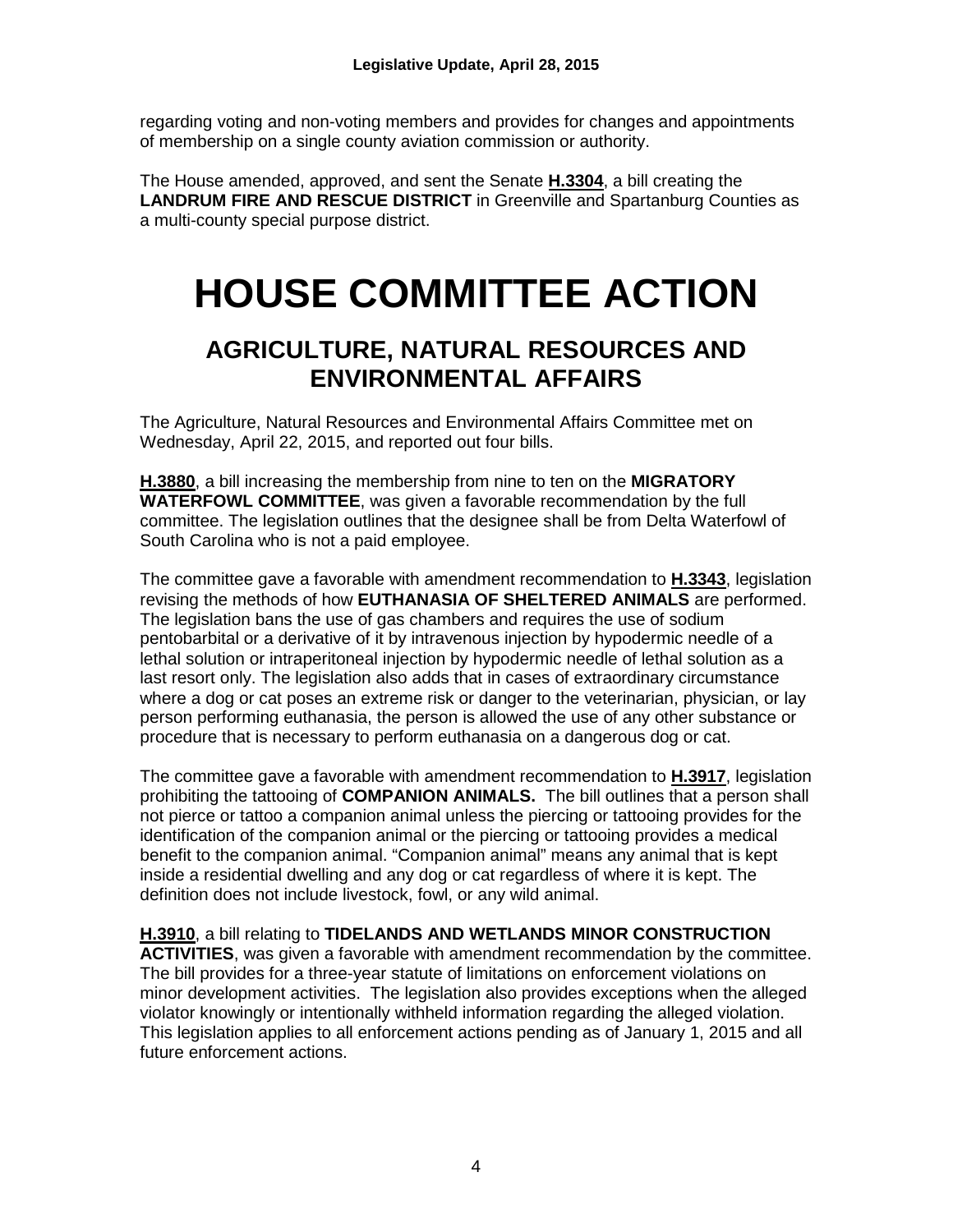regarding voting and non-voting members and provides for changes and appointments of membership on a single county aviation commission or authority.

The House amended, approved, and sent the Senate **H.3304**, a bill creating the **LANDRUM FIRE AND RESCUE DISTRICT** in Greenville and Spartanburg Counties as a multi-county special purpose district.

# HOUSE COMMITTEE ACTION

## AGRICULTURE, NATURAL RESOURCES AND ENVIRONMENTAL AFFAIRS

The Agriculture, Natural Resources and Environmental Affairs Committee met on Wednesday, April 22, 2015, and reported out four bills.

**H.3880**, a bill increasing the membership from nine to ten on the **MIGRATORY WATERFOWL COMMITTEE**, was given a favorable recommendation by the full committee. The legislation outlines that the designee shall be from Delta Waterfowl of South Carolina who is not a paid employee.

The committee gave a favorable with amendment recommendation to **H.3343**, legislation revising the methods of how **EUTHANASIA OF SHELTERED ANIMALS** are performed. The legislation bans the use of gas chambers and requires the use of sodium pentobarbital or a derivative of it by intravenous injection by hypodermic needle of a lethal solution or intraperitoneal injection by hypodermic needle of lethal solution as a last resort only. The legislation also adds that in cases of extraordinary circumstance where a dog or cat poses an extreme risk or danger to the veterinarian, physician, or lay person performing euthanasia, the person is allowed the use of any other substance or procedure that is necessary to perform euthanasia on a dangerous dog or cat.

The committee gave a favorable with amendment recommendation to **H.3917**, legislation prohibiting the tattooing of **COMPANION ANIMALS.** The bill outlines that a person shall not pierce or tattoo a companion animal unless the piercing or tattooing provides for the identification of the companion animal or the piercing or tattooing provides a medical benefit to the companion animal. "Companion animal" means any animal that is kept inside a residential dwelling and any dog or cat regardless of where it is kept. The definition does not include livestock, fowl, or any wild animal.

**H.3910**, a bill relating to **TIDELANDS AND WETLANDS MINOR CONSTRUCTION ACTIVITIES**, was given a favorable with amendment recommendation by the committee. The bill provides for a three-year statute of limitations on enforcement violations on minor development activities. The legislation also provides exceptions when the alleged violator knowingly or intentionally withheld information regarding the alleged violation. This legislation applies to all enforcement actions pending as of January 1, 2015 and all future enforcement actions.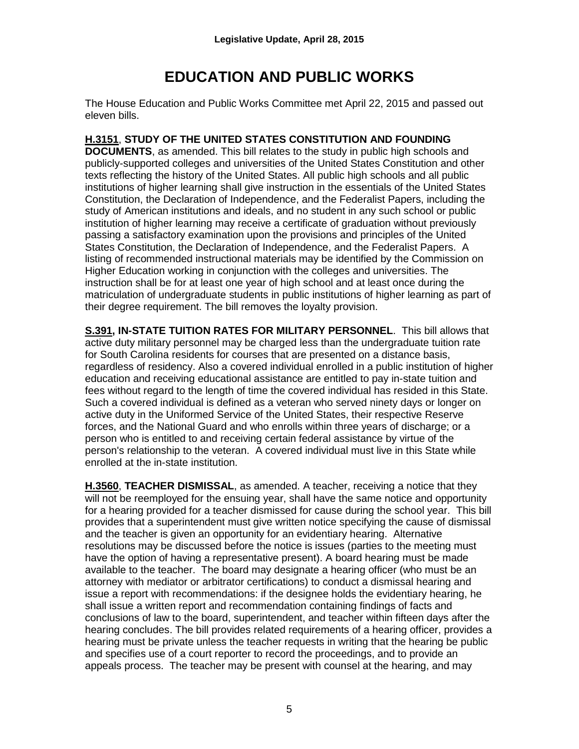# EDUCATION AND PUBLIC WORKS

The House Education and Public Works Committee met April 22, 2015 and passed out eleven bills.

**H.3151**, **STUDY OF THE UNITED STATES CONSTITUTION AND FOUNDING DOCUMENTS**, as amended. This bill relates to the study in public high schools and publicly-supported colleges and universities of the United States Constitution and other texts reflecting the history of the United States. All public high schools and all public institutions of higher learning shall give instruction in the essentials of the United States Constitution, the Declaration of Independence, and the Federalist Papers, including the study of American institutions and ideals, and no student in any such school or public institution of higher learning may receive a certificate of graduation without previously passing a satisfactory examination upon the provisions and principles of the United States Constitution, the Declaration of Independence, and the Federalist Papers. A listing of recommended instructional materials may be identified by the Commission on Higher Education working in conjunction with the colleges and universities. The instruction shall be for at least one year of high school and at least once during the matriculation of undergraduate students in public institutions of higher learning as part of their degree requirement. The bill removes the loyalty provision.

**S.391, IN-STATE TUITION RATES FOR MILITARY PERSONNEL**. This bill allows that active duty military personnel may be charged less than the undergraduate tuition rate for South Carolina residents for courses that are presented on a distance basis, regardless of residency. Also a covered individual enrolled in a public institution of higher education and receiving educational assistance are entitled to pay in-state tuition and fees without regard to the length of time the covered individual has resided in this State. Such a covered individual is defined as a veteran who served ninety days or longer on active duty in the Uniformed Service of the United States, their respective Reserve forces, and the National Guard and who enrolls within three years of discharge; or a person who is entitled to and receiving certain federal assistance by virtue of the person's relationship to the veteran. A covered individual must live in this State while enrolled at the in-state institution.

**H.3560**, **TEACHER DISMISSAL**, as amended. A teacher, receiving a notice that they will not be reemployed for the ensuing year, shall have the same notice and opportunity for a hearing provided for a teacher dismissed for cause during the school year. This bill provides that a superintendent must give written notice specifying the cause of dismissal and the teacher is given an opportunity for an evidentiary hearing. Alternative resolutions may be discussed before the notice is issues (parties to the meeting must have the option of having a representative present). A board hearing must be made available to the teacher. The board may designate a hearing officer (who must be an attorney with mediator or arbitrator certifications) to conduct a dismissal hearing and issue a report with recommendations: if the designee holds the evidentiary hearing, he shall issue a written report and recommendation containing findings of facts and conclusions of law to the board, superintendent, and teacher within fifteen days after the hearing concludes. The bill provides related requirements of a hearing officer, provides a hearing must be private unless the teacher requests in writing that the hearing be public and specifies use of a court reporter to record the proceedings, and to provide an appeals process. The teacher may be present with counsel at the hearing, and may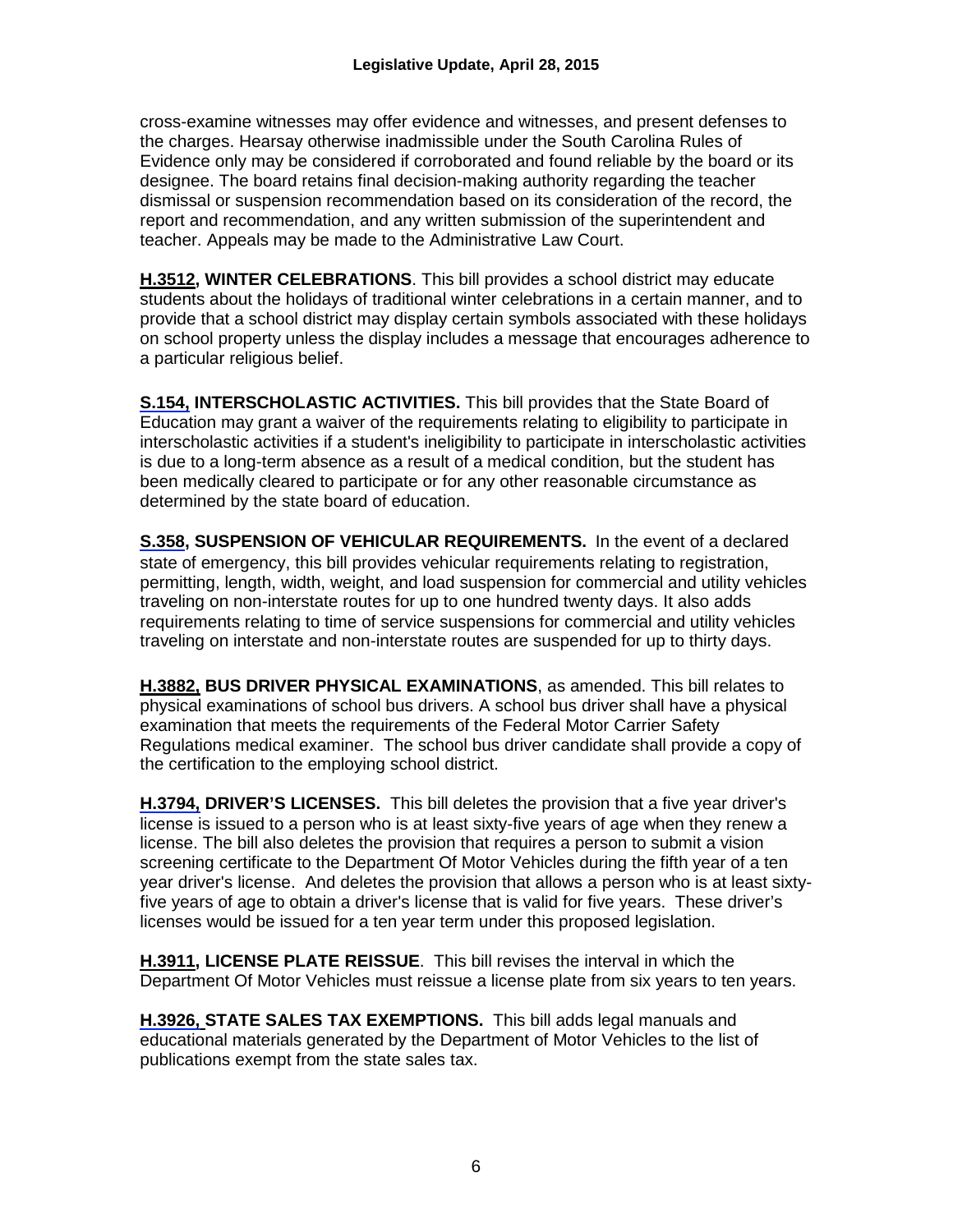cross-examine witnesses may offer evidence and witnesses, and present defenses to the charges. Hearsay otherwise inadmissible under the South Carolina Rules of Evidence only may be considered if corroborated and found reliable by the board or its designee. The board retains final decision-making authority regarding the teacher dismissal or suspension recommendation based on its consideration of the record, the report and recommendation, and any written submission of the superintendent and teacher. Appeals may be made to the Administrative Law Court.

**H.3512, WINTER CELEBRATIONS**. This bill provides a school district may educate students about the holidays of traditional winter celebrations in a certain manner, and to provide that a school district may display certain symbols associated with these holidays on school property unless the display includes a message that encourages adherence to a particular religious belief.

**S.154, INTERSCHOLASTIC ACTIVITIES.** This bill provides that the State Board of Education may grant a waiver of the requirements relating to eligibility to participate in interscholastic activities if a student's ineligibility to participate in interscholastic activities is due to a long-term absence as a result of a medical condition, but the student has been medically cleared to participate or for any other reasonable circumstance as determined by the state board of education.

**S.358, SUSPENSION OF VEHICULAR REQUIREMENTS.** In the event of a declared state of emergency, this bill provides vehicular requirements relating to registration, permitting, length, width, weight, and load suspension for commercial and utility vehicles traveling on non-interstate routes for up to one hundred twenty days. It also adds requirements relating to time of service suspensions for commercial and utility vehicles traveling on interstate and non-interstate routes are suspended for up to thirty days.

**H.3882, BUS DRIVER PHYSICAL EXAMINATIONS**, as amended. This bill relates to physical examinations of school bus drivers. A school bus driver shall have a physical examination that meets the requirements of the Federal Motor Carrier Safety Regulations medical examiner. The school bus driver candidate shall provide a copy of the certification to the employing school district.

**H.3794, DRIVER'S LICENSES.** This bill deletes the provision that a five year driver's license is issued to a person who is at least sixty-five years of age when they renew a license. The bill also deletes the provision that requires a person to submit a vision screening certificate to the Department Of Motor Vehicles during the fifth year of a ten year driver's license. And deletes the provision that allows a person who is at least sixty-five years of age to obtain a driver's license that is valid for five years. These driver's licenses would be issued for a ten year term under this proposed legislation.

**H.3911, LICENSE PLATE REISSUE**. This bill revises the interval in which the Department Of Motor Vehicles must reissue a license plate from six years to ten years.

**H.3926, STATE SALES TAX EXEMPTIONS.** This bill adds legal manuals and educational materials generated by the Department of Motor Vehicles to the list of publications exempt from the state sales tax.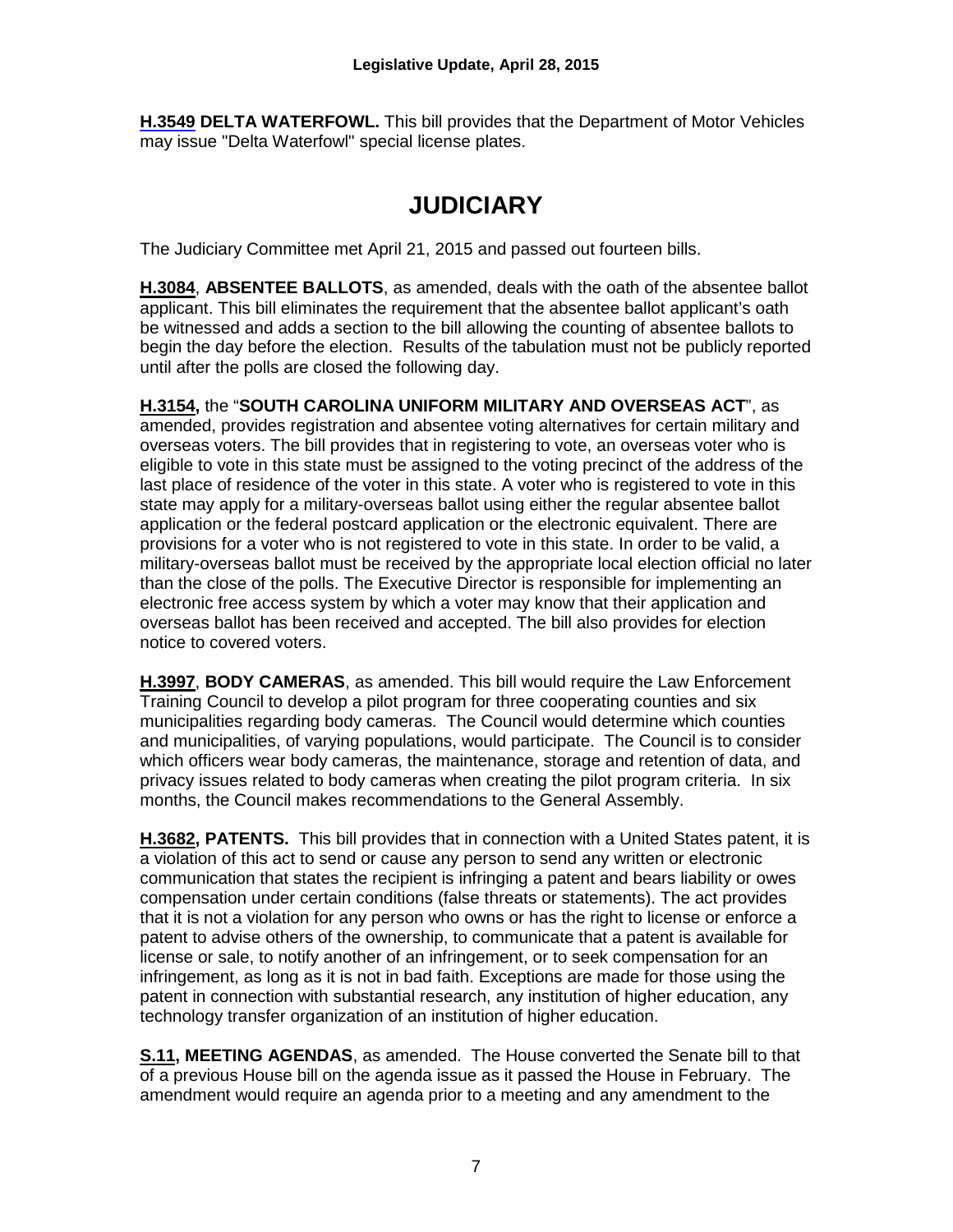**H.3549 DELTA WATERFOWL.** This bill provides that the Department of Motor Vehicles may issue "Delta Waterfowl" special license plates.

# JUDICIARY

The Judiciary Committee met April 21, 2015 and passed out fourteen bills.

**H.3084**, **ABSENTEE BALLOTS**, as amended, deals with the oath of the absentee ballot applicant. This bill eliminates the requirement that the absentee ballot applicant's oath be witnessed and adds a section to the bill allowing the counting of absentee ballots to begin the day before the election. Results of the tabulation must not be publicly reported until after the polls are closed the following day.

**H.3154,** the "**SOUTH CAROLINA UNIFORM MILITARY AND OVERSEAS ACT**", as amended, provides registration and absentee voting alternatives for certain military and overseas voters. The bill provides that in registering to vote, an overseas voter who is eligible to vote in this state must be assigned to the voting precinct of the address of the last place of residence of the voter in this state. A voter who is registered to vote in this state may apply for a military-overseas ballot using either the regular absentee ballot application or the federal postcard application or the electronic equivalent. There are provisions for a voter who is not registered to vote in this state. In order to be valid, a military-overseas ballot must be received by the appropriate local election official no later than the close of the polls. The Executive Director is responsible for implementing an electronic free access system by which a voter may know that their application and overseas ballot has been received and accepted. The bill also provides for election notice to covered voters.

**H.3997**, **BODY CAMERAS**, as amended. This bill would require the Law Enforcement Training Council to develop a pilot program for three cooperating counties and six municipalities regarding body cameras. The Council would determine which counties and municipalities, of varying populations, would participate. The Council is to consider which officers wear body cameras, the maintenance, storage and retention of data, and privacy issues related to body cameras when creating the pilot program criteria. In six months, the Council makes recommendations to the General Assembly.

**H.3682, PATENTS.** This bill provides that in connection with a United States patent, it is a violation of this act to send or cause any person to send any written or electronic communication that states the recipient is infringing a patent and bears liability or owes compensation under certain conditions (false threats or statements). The act provides that it is not a violation for any person who owns or has the right to license or enforce a patent to advise others of the ownership, to communicate that a patent is available for license or sale, to notify another of an infringement, or to seek compensation for an infringement, as long as it is not in bad faith. Exceptions are made for those using the patent in connection with substantial research, any institution of higher education, any technology transfer organization of an institution of higher education.

**S.11, MEETING AGENDAS**, as amended. The House converted the Senate bill to that of a previous House bill on the agenda issue as it passed the House in February. The amendment would require an agenda prior to a meeting and any amendment to the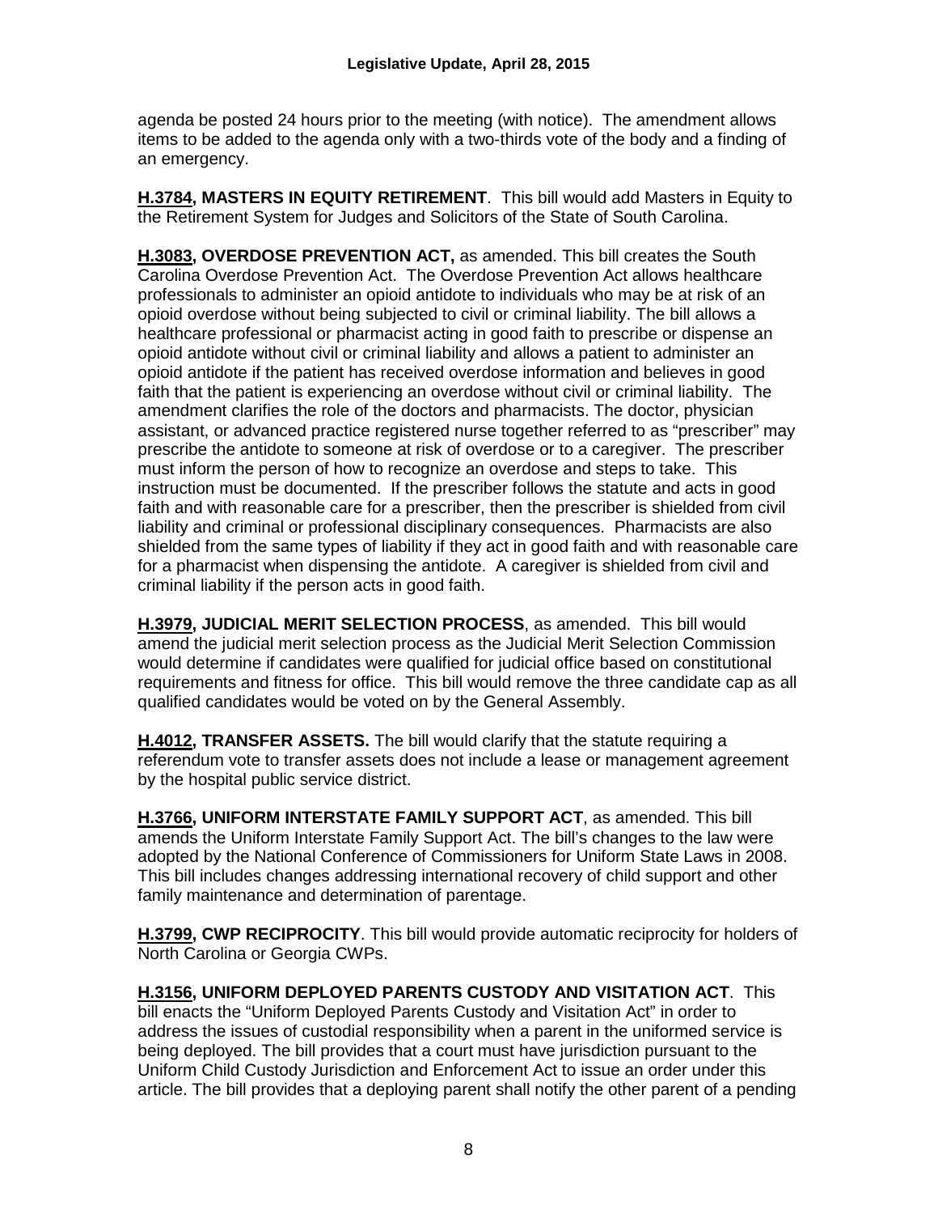agenda be posted 24 hours prior to the meeting (with notice). The amendment allows items to be added to the agenda only with a two-thirds vote of the body and a finding of an emergency.

**H.3784, MASTERS IN EQUITY RETIREMENT**. This bill would add Masters in Equity to the Retirement System for Judges and Solicitors of the State of South Carolina.

**H.3083, OVERDOSE PREVENTION ACT,** as amended. This bill creates the South Carolina Overdose Prevention Act. The Overdose Prevention Act allows healthcare professionals to administer an opioid antidote to individuals who may be at risk of an opioid overdose without being subjected to civil or criminal liability. The bill allows a healthcare professional or pharmacist acting in good faith to prescribe or dispense an opioid antidote without civil or criminal liability and allows a patient to administer an opioid antidote if the patient has received overdose information and believes in good faith that the patient is experiencing an overdose without civil or criminal liability. The amendment clarifies the role of the doctors and pharmacists. The doctor, physician assistant, or advanced practice registered nurse together referred to as "prescriber" may prescribe the antidote to someone at risk of overdose or to a caregiver. The prescriber must inform the person of how to recognize an overdose and steps to take. This instruction must be documented. If the prescriber follows the statute and acts in good faith and with reasonable care for a prescriber, then the prescriber is shielded from civil liability and criminal or professional disciplinary consequences. Pharmacists are also shielded from the same types of liability if they act in good faith and with reasonable care for a pharmacist when dispensing the antidote. A caregiver is shielded from civil and criminal liability if the person acts in good faith.

**H.3979, JUDICIAL MERIT SELECTION PROCESS**, as amended. This bill would amend the judicial merit selection process as the Judicial Merit Selection Commission would determine if candidates were qualified for judicial office based on constitutional requirements and fitness for office. This bill would remove the three candidate cap as all qualified candidates would be voted on by the General Assembly.

**H.4012, TRANSFER ASSETS.** The bill would clarify that the statute requiring a referendum vote to transfer assets does not include a lease or management agreement by the hospital public service district.

**H.3766, UNIFORM INTERSTATE FAMILY SUPPORT ACT**, as amended. This bill amends the Uniform Interstate Family Support Act. The bill's changes to the law were adopted by the National Conference of Commissioners for Uniform State Laws in 2008. This bill includes changes addressing international recovery of child support and other family maintenance and determination of parentage.

**H.3799, CWP RECIPROCITY**. This bill would provide automatic reciprocity for holders of North Carolina or Georgia CWPs.

**H.3156, UNIFORM DEPLOYED PARENTS CUSTODY AND VISITATION ACT**. This bill enacts the "Uniform Deployed Parents Custody and Visitation Act" in order to address the issues of custodial responsibility when a parent in the uniformed service is being deployed. The bill provides that a court must have jurisdiction pursuant to the Uniform Child Custody Jurisdiction and Enforcement Act to issue an order under this article. The bill provides that a deploying parent shall notify the other parent of a pending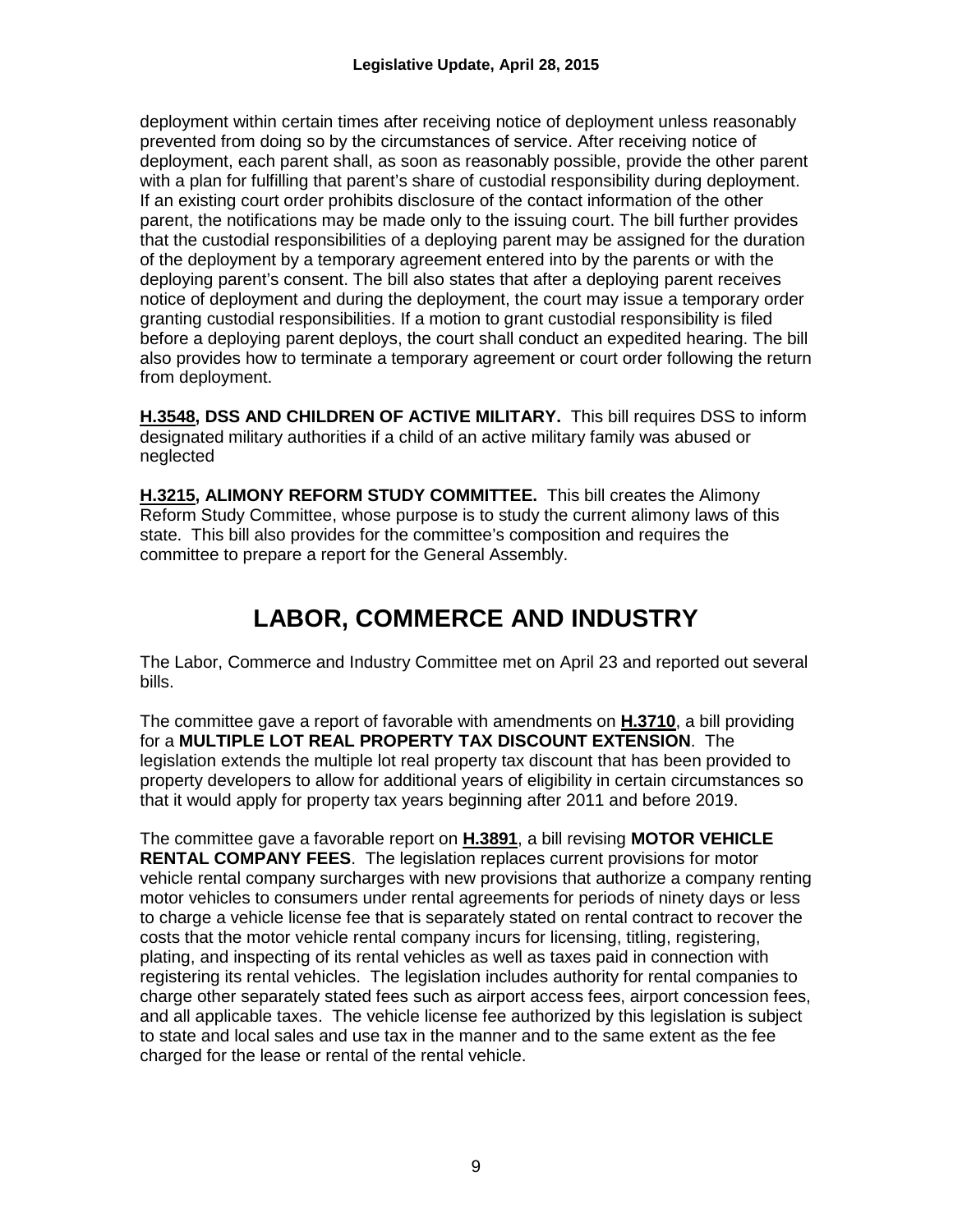deployment within certain times after receiving notice of deployment unless reasonably prevented from doing so by the circumstances of service. After receiving notice of deployment, each parent shall, as soon as reasonably possible, provide the other parent with a plan for fulfilling that parent's share of custodial responsibility during deployment. If an existing court order prohibits disclosure of the contact information of the other parent, the notifications may be made only to the issuing court. The bill further provides that the custodial responsibilities of a deploying parent may be assigned for the duration of the deployment by a temporary agreement entered into by the parents or with the deploying parent's consent. The bill also states that after a deploying parent receives notice of deployment and during the deployment, the court may issue a temporary order granting custodial responsibilities. If a motion to grant custodial responsibility is filed before a deploying parent deploys, the court shall conduct an expedited hearing. The bill also provides how to terminate a temporary agreement or court order following the return from deployment.

**H.3548, DSS AND CHILDREN OF ACTIVE MILITARY.** This bill requires DSS to inform designated military authorities if a child of an active military family was abused or neglected

**H.3215, ALIMONY REFORM STUDY COMMITTEE.** This bill creates the Alimony Reform Study Committee, whose purpose is to study the current alimony laws of this state. This bill also provides for the committee's composition and requires the committee to prepare a report for the General Assembly.

# LABOR, COMMERCE AND INDUSTRY

The Labor, Commerce and Industry Committee met on April 23 and reported out several bills.

The committee gave a report of favorable with amendments on **H.3710**, a bill providing for a **MULTIPLE LOT REAL PROPERTY TAX DISCOUNT EXTENSION**. The legislation extends the multiple lot real property tax discount that has been provided to property developers to allow for additional years of eligibility in certain circumstances so that it would apply for property tax years beginning after 2011 and before 2019.

The committee gave a favorable report on **H.3891**, a bill revising **MOTOR VEHICLE RENTAL COMPANY FEES**. The legislation replaces current provisions for motor vehicle rental company surcharges with new provisions that authorize a company renting motor vehicles to consumers under rental agreements for periods of ninety days or less to charge a vehicle license fee that is separately stated on rental contract to recover the costs that the motor vehicle rental company incurs for licensing, titling, registering, plating, and inspecting of its rental vehicles as well as taxes paid in connection with registering its rental vehicles. The legislation includes authority for rental companies to charge other separately stated fees such as airport access fees, airport concession fees, and all applicable taxes. The vehicle license fee authorized by this legislation is subject to state and local sales and use tax in the manner and to the same extent as the fee charged for the lease or rental of the rental vehicle.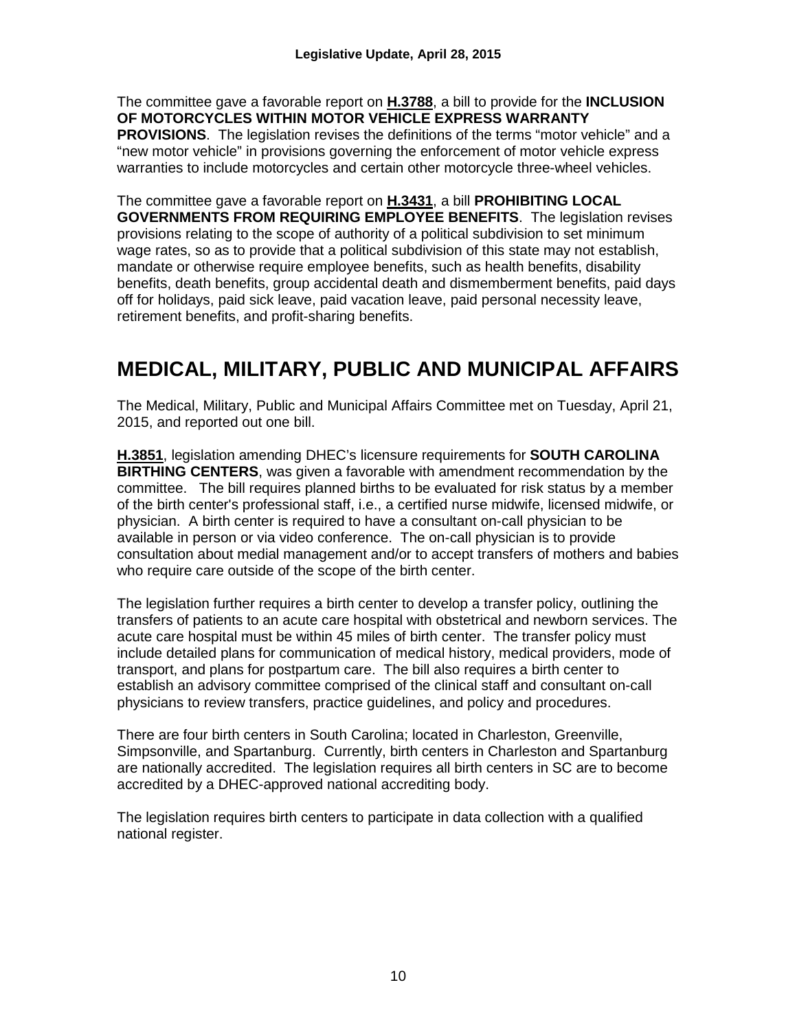The committee gave a favorable report on **H.3788**, a bill to provide for the **INCLUSION OF MOTORCYCLES WITHIN MOTOR VEHICLE EXPRESS WARRANTY PROVISIONS**. The legislation revises the definitions of the terms "motor vehicle" and a "new motor vehicle" in provisions governing the enforcement of motor vehicle express warranties to include motorcycles and certain other motorcycle three-wheel vehicles.

The committee gave a favorable report on **H.3431**, a bill **PROHIBITING LOCAL GOVERNMENTS FROM REQUIRING EMPLOYEE BENEFITS**. The legislation revises provisions relating to the scope of authority of a political subdivision to set minimum wage rates, so as to provide that a political subdivision of this state may not establish, mandate or otherwise require employee benefits, such as health benefits, disability benefits, death benefits, group accidental death and dismemberment benefits, paid days off for holidays, paid sick leave, paid vacation leave, paid personal necessity leave, retirement benefits, and profit-sharing benefits.

# MEDICAL, MILITARY, PUBLIC AND MUNICIPAL AFFAIRS

The Medical, Military, Public and Municipal Affairs Committee met on Tuesday, April 21, 2015, and reported out one bill.

**H.3851**, legislation amending DHEC's licensure requirements for **SOUTH CAROLINA BIRTHING CENTERS**, was given a favorable with amendment recommendation by the committee. The bill requires planned births to be evaluated for risk status by a member of the birth center's professional staff, i.e., a certified nurse midwife, licensed midwife, or physician. A birth center is required to have a consultant on-call physician to be available in person or via video conference. The on-call physician is to provide consultation about medial management and/or to accept transfers of mothers and babies who require care outside of the scope of the birth center.

The legislation further requires a birth center to develop a transfer policy, outlining the transfers of patients to an acute care hospital with obstetrical and newborn services. The acute care hospital must be within 45 miles of birth center. The transfer policy must include detailed plans for communication of medical history, medical providers, mode of transport, and plans for postpartum care. The bill also requires a birth center to establish an advisory committee comprised of the clinical staff and consultant on-call physicians to review transfers, practice guidelines, and policy and procedures.

There are four birth centers in South Carolina; located in Charleston, Greenville, Simpsonville, and Spartanburg. Currently, birth centers in Charleston and Spartanburg are nationally accredited. The legislation requires all birth centers in SC are to become accredited by a DHEC-approved national accrediting body.

The legislation requires birth centers to participate in data collection with a qualified national register.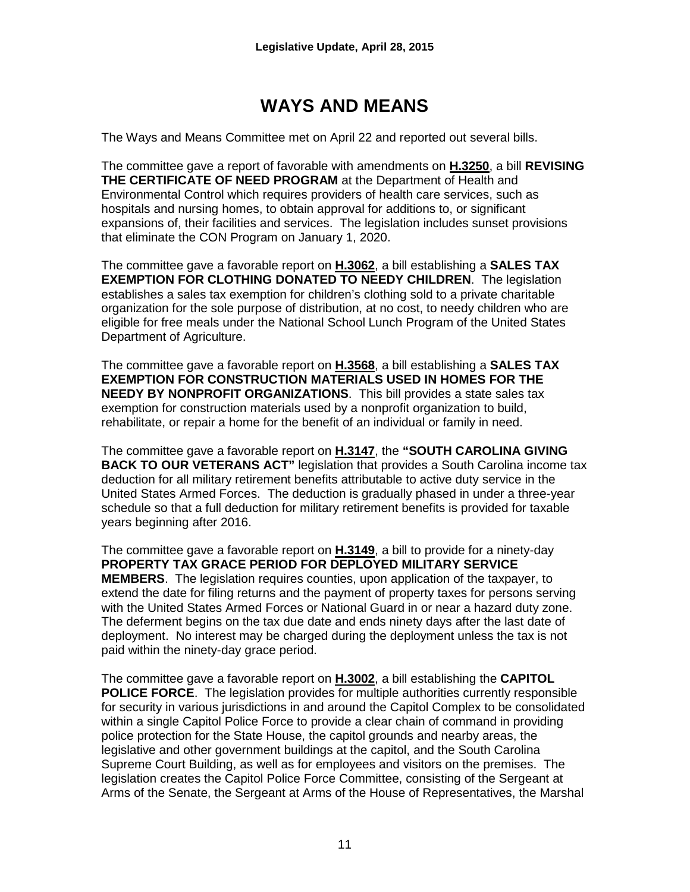# WAYS AND MEANS

The Ways and Means Committee met on April 22 and reported out several bills.

The committee gave a report of favorable with amendments on **H.3250**, a bill **REVISING THE CERTIFICATE OF NEED PROGRAM** at the Department of Health and Environmental Control which requires providers of health care services, such as hospitals and nursing homes, to obtain approval for additions to, or significant expansions of, their facilities and services. The legislation includes sunset provisions that eliminate the CON Program on January 1, 2020.

The committee gave a favorable report on **H.3062**, a bill establishing a **SALES TAX EXEMPTION FOR CLOTHING DONATED TO NEEDY CHILDREN**. The legislation establishes a sales tax exemption for children's clothing sold to a private charitable organization for the sole purpose of distribution, at no cost, to needy children who are eligible for free meals under the National School Lunch Program of the United States Department of Agriculture.

The committee gave a favorable report on **H.3568**, a bill establishing a **SALES TAX EXEMPTION FOR CONSTRUCTION MATERIALS USED IN HOMES FOR THE NEEDY BY NONPROFIT ORGANIZATIONS**. This bill provides a state sales tax exemption for construction materials used by a nonprofit organization to build, rehabilitate, or repair a home for the benefit of an individual or family in need.

The committee gave a favorable report on **H.3147**, the **"SOUTH CAROLINA GIVING BACK TO OUR VETERANS ACT"** legislation that provides a South Carolina income tax deduction for all military retirement benefits attributable to active duty service in the United States Armed Forces. The deduction is gradually phased in under a three-year schedule so that a full deduction for military retirement benefits is provided for taxable years beginning after 2016.

The committee gave a favorable report on **H.3149**, a bill to provide for a ninety-day **PROPERTY TAX GRACE PERIOD FOR DEPLOYED MILITARY SERVICE MEMBERS**. The legislation requires counties, upon application of the taxpayer, to extend the date for filing returns and the payment of property taxes for persons serving with the United States Armed Forces or National Guard in or near a hazard duty zone. The deferment begins on the tax due date and ends ninety days after the last date of deployment. No interest may be charged during the deployment unless the tax is not paid within the ninety-day grace period.

The committee gave a favorable report on **H.3002**, a bill establishing the **CAPITOL POLICE FORCE**. The legislation provides for multiple authorities currently responsible for security in various jurisdictions in and around the Capitol Complex to be consolidated within a single Capitol Police Force to provide a clear chain of command in providing police protection for the State House, the capitol grounds and nearby areas, the legislative and other government buildings at the capitol, and the South Carolina Supreme Court Building, as well as for employees and visitors on the premises. The legislation creates the Capitol Police Force Committee, consisting of the Sergeant at Arms of the Senate, the Sergeant at Arms of the House of Representatives, the Marshal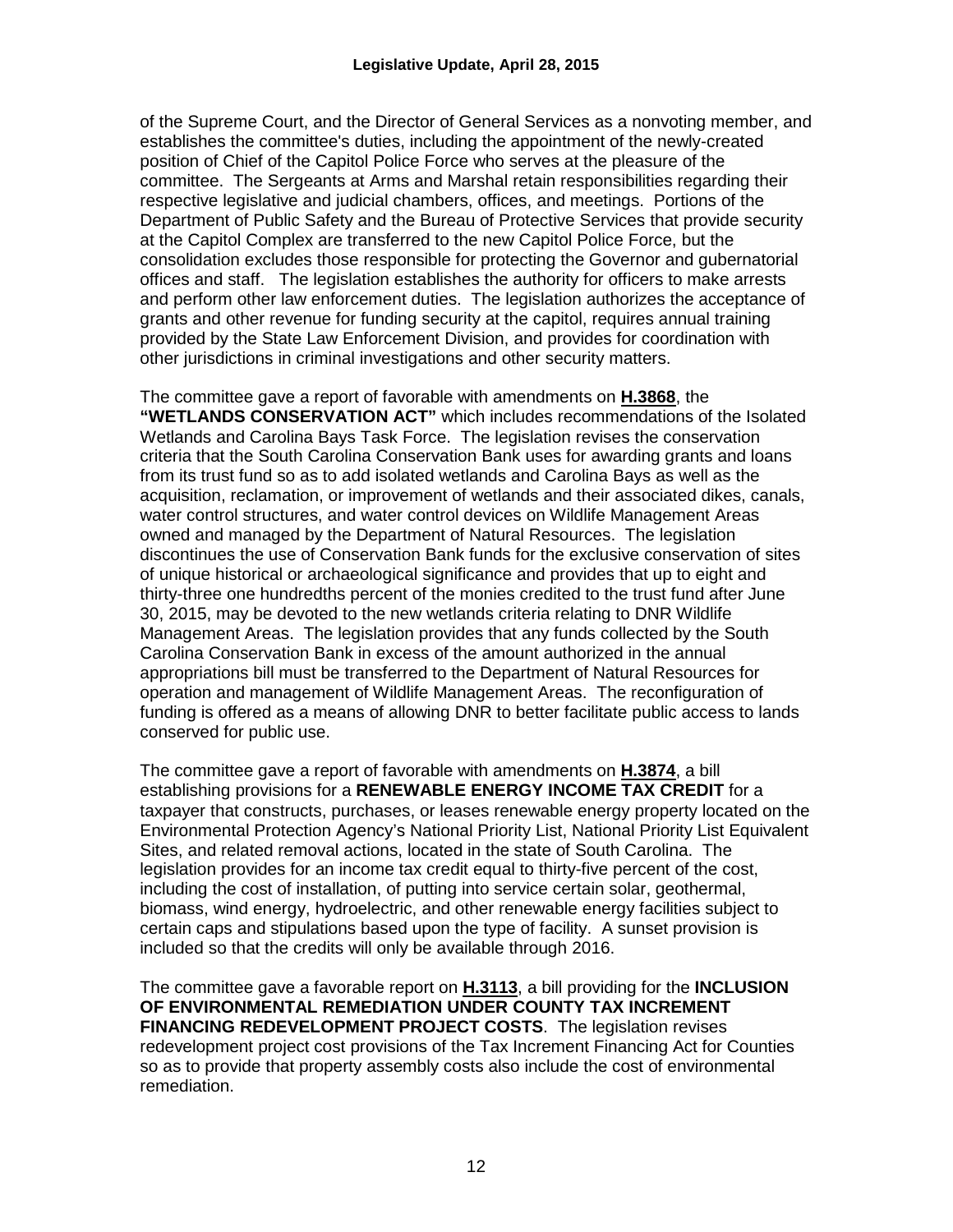of the Supreme Court, and the Director of General Services as a nonvoting member, and establishes the committee's duties, including the appointment of the newly-created position of Chief of the Capitol Police Force who serves at the pleasure of the committee. The Sergeants at Arms and Marshal retain responsibilities regarding their respective legislative and judicial chambers, offices, and meetings. Portions of the Department of Public Safety and the Bureau of Protective Services that provide security at the Capitol Complex are transferred to the new Capitol Police Force, but the consolidation excludes those responsible for protecting the Governor and gubernatorial offices and staff. The legislation establishes the authority for officers to make arrests and perform other law enforcement duties. The legislation authorizes the acceptance of grants and other revenue for funding security at the capitol, requires annual training provided by the State Law Enforcement Division, and provides for coordination with other jurisdictions in criminal investigations and other security matters.

The committee gave a report of favorable with amendments on **H.3868**, the **"WETLANDS CONSERVATION ACT"** which includes recommendations of the Isolated Wetlands and Carolina Bays Task Force. The legislation revises the conservation criteria that the South Carolina Conservation Bank uses for awarding grants and loans from its trust fund so as to add isolated wetlands and Carolina Bays as well as the acquisition, reclamation, or improvement of wetlands and their associated dikes, canals, water control structures, and water control devices on Wildlife Management Areas owned and managed by the Department of Natural Resources. The legislation discontinues the use of Conservation Bank funds for the exclusive conservation of sites of unique historical or archaeological significance and provides that up to eight and thirty-three one hundredths percent of the monies credited to the trust fund after June 30, 2015, may be devoted to the new wetlands criteria relating to DNR Wildlife Management Areas. The legislation provides that any funds collected by the South Carolina Conservation Bank in excess of the amount authorized in the annual appropriations bill must be transferred to the Department of Natural Resources for operation and management of Wildlife Management Areas. The reconfiguration of funding is offered as a means of allowing DNR to better facilitate public access to lands conserved for public use.

The committee gave a report of favorable with amendments on **H.3874**, a bill establishing provisions for a **RENEWABLE ENERGY INCOME TAX CREDIT** for a taxpayer that constructs, purchases, or leases renewable energy property located on the Environmental Protection Agency's National Priority List, National Priority List Equivalent Sites, and related removal actions, located in the state of South Carolina. The legislation provides for an income tax credit equal to thirty-five percent of the cost, including the cost of installation, of putting into service certain solar, geothermal, biomass, wind energy, hydroelectric, and other renewable energy facilities subject to certain caps and stipulations based upon the type of facility. A sunset provision is included so that the credits will only be available through 2016.

The committee gave a favorable report on **H.3113**, a bill providing for the **INCLUSION OF ENVIRONMENTAL REMEDIATION UNDER COUNTY TAX INCREMENT FINANCING REDEVELOPMENT PROJECT COSTS**. The legislation revises redevelopment project cost provisions of the Tax Increment Financing Act for Counties so as to provide that property assembly costs also include the cost of environmental remediation.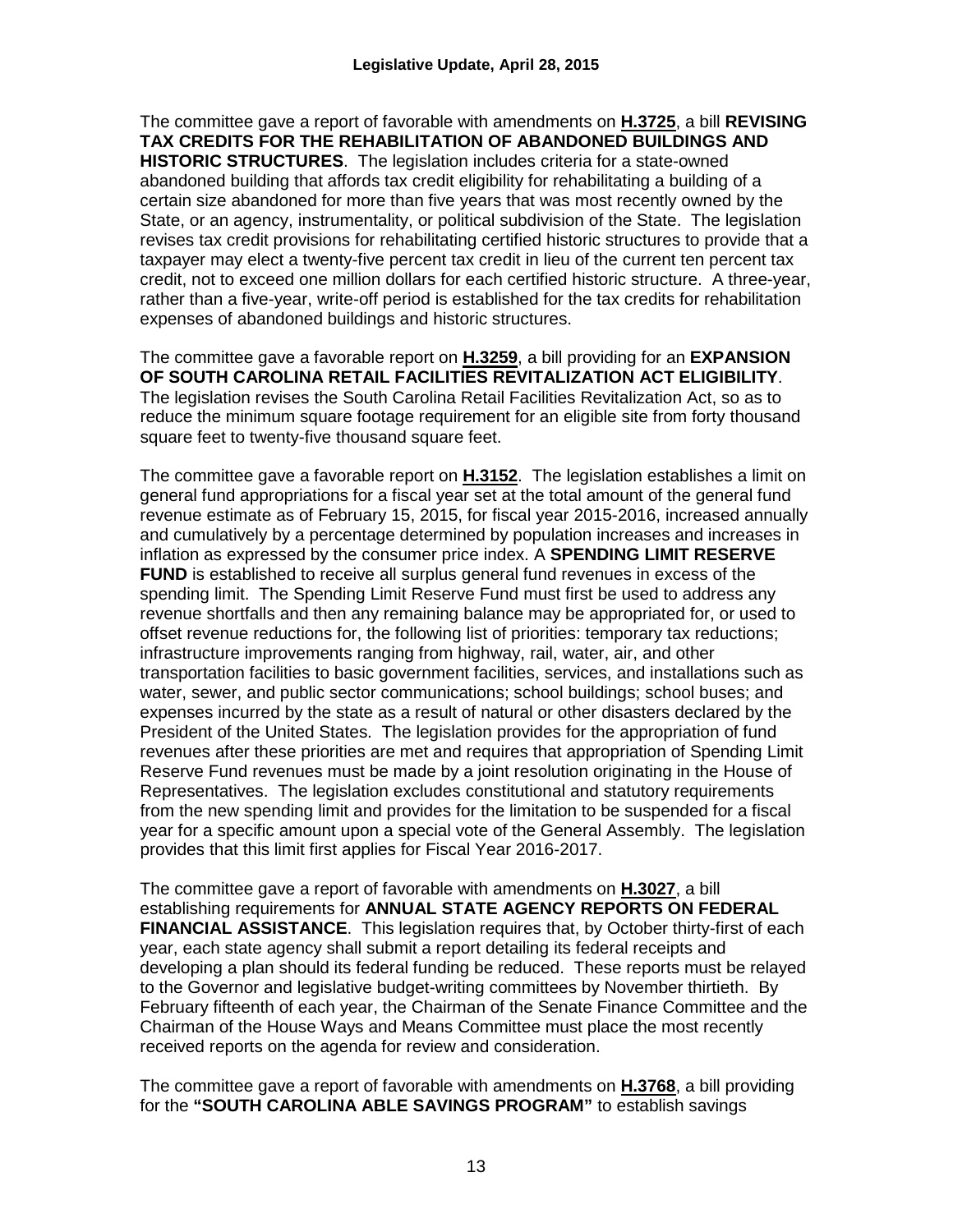The committee gave a report of favorable with amendments on **H.3725**, a bill **REVISING TAX CREDITS FOR THE REHABILITATION OF ABANDONED BUILDINGS AND HISTORIC STRUCTURES**. The legislation includes criteria for a state-owned abandoned building that affords tax credit eligibility for rehabilitating a building of a certain size abandoned for more than five years that was most recently owned by the State, or an agency, instrumentality, or political subdivision of the State. The legislation revises tax credit provisions for rehabilitating certified historic structures to provide that a taxpayer may elect a twenty-five percent tax credit in lieu of the current ten percent tax credit, not to exceed one million dollars for each certified historic structure. A three-year, rather than a five-year, write-off period is established for the tax credits for rehabilitation expenses of abandoned buildings and historic structures.

The committee gave a favorable report on **H.3259**, a bill providing for an **EXPANSION OF SOUTH CAROLINA RETAIL FACILITIES REVITALIZATION ACT ELIGIBILITY**. The legislation revises the South Carolina Retail Facilities Revitalization Act, so as to reduce the minimum square footage requirement for an eligible site from forty thousand square feet to twenty-five thousand square feet.

The committee gave a favorable report on **H.3152**. The legislation establishes a limit on general fund appropriations for a fiscal year set at the total amount of the general fund revenue estimate as of February 15, 2015, for fiscal year 2015-2016, increased annually and cumulatively by a percentage determined by population increases and increases in inflation as expressed by the consumer price index. A **SPENDING LIMIT RESERVE FUND** is established to receive all surplus general fund revenues in excess of the spending limit. The Spending Limit Reserve Fund must first be used to address any revenue shortfalls and then any remaining balance may be appropriated for, or used to offset revenue reductions for, the following list of priorities: temporary tax reductions; infrastructure improvements ranging from highway, rail, water, air, and other transportation facilities to basic government facilities, services, and installations such as water, sewer, and public sector communications; school buildings; school buses; and expenses incurred by the state as a result of natural or other disasters declared by the President of the United States. The legislation provides for the appropriation of fund revenues after these priorities are met and requires that appropriation of Spending Limit Reserve Fund revenues must be made by a joint resolution originating in the House of Representatives. The legislation excludes constitutional and statutory requirements from the new spending limit and provides for the limitation to be suspended for a fiscal year for a specific amount upon a special vote of the General Assembly. The legislation provides that this limit first applies for Fiscal Year 2016-2017.

The committee gave a report of favorable with amendments on **H.3027**, a bill establishing requirements for **ANNUAL STATE AGENCY REPORTS ON FEDERAL FINANCIAL ASSISTANCE**. This legislation requires that, by October thirty-first of each year, each state agency shall submit a report detailing its federal receipts and developing a plan should its federal funding be reduced. These reports must be relayed to the Governor and legislative budget-writing committees by November thirtieth. By February fifteenth of each year, the Chairman of the Senate Finance Committee and the Chairman of the House Ways and Means Committee must place the most recently received reports on the agenda for review and consideration.

The committee gave a report of favorable with amendments on **H.3768**, a bill providing for the **"SOUTH CAROLINA ABLE SAVINGS PROGRAM"** to establish savings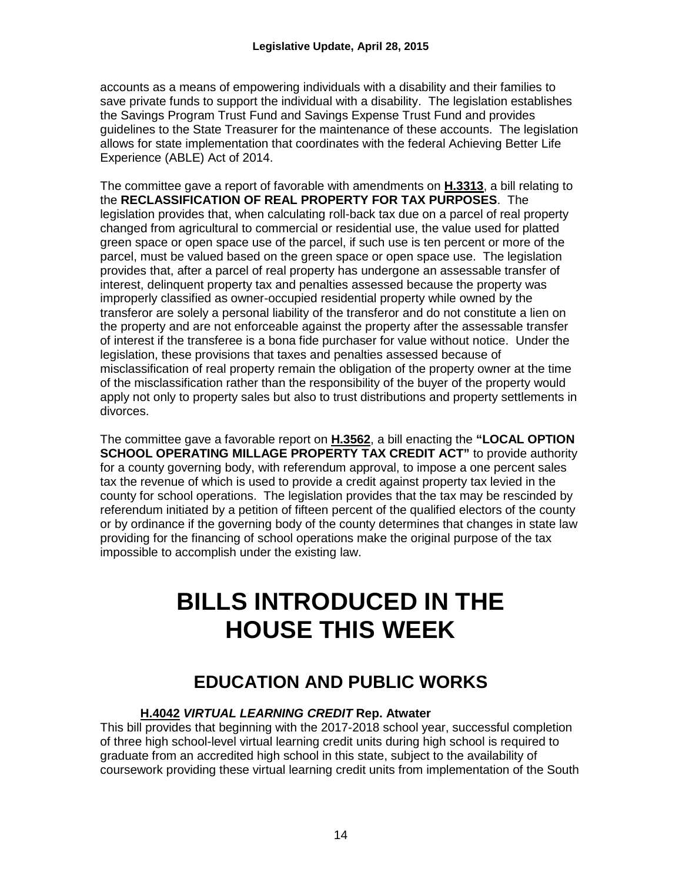accounts as a means of empowering individuals with a disability and their families to save private funds to support the individual with a disability. The legislation establishes the Savings Program Trust Fund and Savings Expense Trust Fund and provides guidelines to the State Treasurer for the maintenance of these accounts. The legislation allows for state implementation that coordinates with the federal Achieving Better Life Experience (ABLE) Act of 2014.

The committee gave a report of favorable with amendments on **H.3313**, a bill relating to the **RECLASSIFICATION OF REAL PROPERTY FOR TAX PURPOSES**. The legislation provides that, when calculating roll-back tax due on a parcel of real property changed from agricultural to commercial or residential use, the value used for platted green space or open space use of the parcel, if such use is ten percent or more of the parcel, must be valued based on the green space or open space use. The legislation provides that, after a parcel of real property has undergone an assessable transfer of interest, delinquent property tax and penalties assessed because the property was improperly classified as owner-occupied residential property while owned by the transferor are solely a personal liability of the transferor and do not constitute a lien on the property and are not enforceable against the property after the assessable transfer of interest if the transferee is a bona fide purchaser for value without notice. Under the legislation, these provisions that taxes and penalties assessed because of misclassification of real property remain the obligation of the property owner at the time of the misclassification rather than the responsibility of the buyer of the property would apply not only to property sales but also to trust distributions and property settlements in divorces.

The committee gave a favorable report on **H.3562**, a bill enacting the **"LOCAL OPTION SCHOOL OPERATING MILLAGE PROPERTY TAX CREDIT ACT"** to provide authority for a county governing body, with referendum approval, to impose a one percent sales tax the revenue of which is used to provide a credit against property tax levied in the county for school operations. The legislation provides that the tax may be rescinded by referendum initiated by a petition of fifteen percent of the qualified electors of the county or by ordinance if the governing body of the county determines that changes in state law providing for the financing of school operations make the original purpose of the tax impossible to accomplish under the existing law.

# BILLS INTRODUCED IN THE HOUSE THIS WEEK

## EDUCATION AND PUBLIC WORKS

**H.4042** ***VIRTUAL LEARNING CREDIT*** **Rep. Atwater**

This bill provides that beginning with the 2017-2018 school year, successful completion of three high school-level virtual learning credit units during high school is required to graduate from an accredited high school in this state, subject to the availability of coursework providing these virtual learning credit units from implementation of the South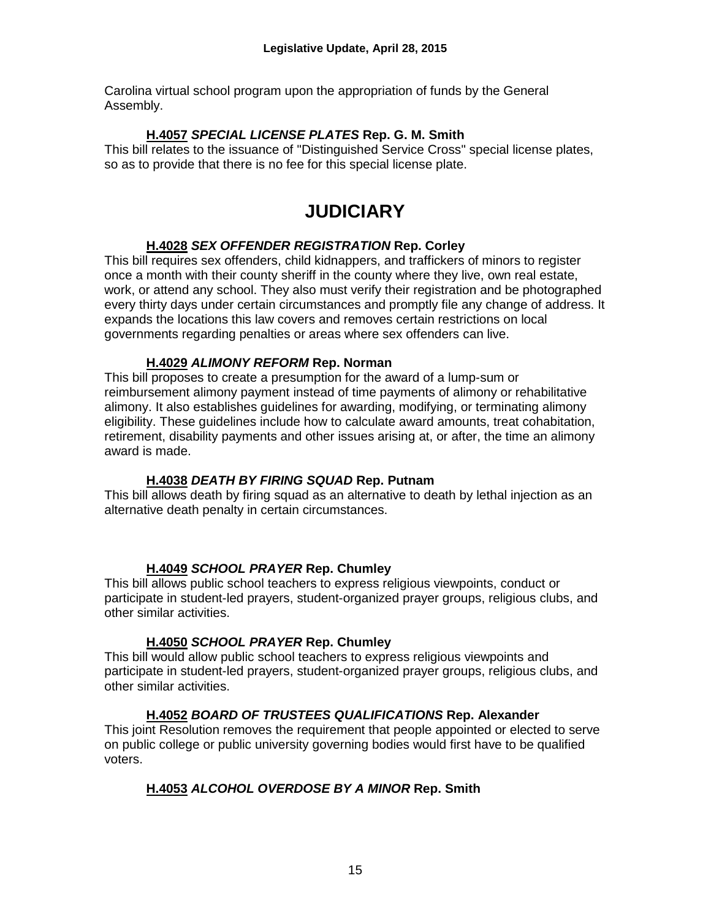Carolina virtual school program upon the appropriation of funds by the General Assembly.

**H.4057** ***SPECIAL LICENSE PLATES*** **Rep. G. M. Smith**
This bill relates to the issuance of "Distinguished Service Cross" special license plates, so as to provide that there is no fee for this special license plate.

# JUDICIARY

**H.4028** ***SEX OFFENDER REGISTRATION*** **Rep. Corley**
This bill requires sex offenders, child kidnappers, and traffickers of minors to register once a month with their county sheriff in the county where they live, own real estate, work, or attend any school. They also must verify their registration and be photographed every thirty days under certain circumstances and promptly file any change of address. It expands the locations this law covers and removes certain restrictions on local governments regarding penalties or areas where sex offenders can live.

**H.4029** ***ALIMONY REFORM*** **Rep. Norman**
This bill proposes to create a presumption for the award of a lump-sum or reimbursement alimony payment instead of time payments of alimony or rehabilitative alimony. It also establishes guidelines for awarding, modifying, or terminating alimony eligibility. These guidelines include how to calculate award amounts, treat cohabitation, retirement, disability payments and other issues arising at, or after, the time an alimony award is made.

**H.4038** ***DEATH BY FIRING SQUAD*** **Rep. Putnam**
This bill allows death by firing squad as an alternative to death by lethal injection as an alternative death penalty in certain circumstances.

**H.4049** ***SCHOOL PRAYER*** **Rep. Chumley**
This bill allows public school teachers to express religious viewpoints, conduct or participate in student-led prayers, student-organized prayer groups, religious clubs, and other similar activities.

**H.4050** ***SCHOOL PRAYER*** **Rep. Chumley**
This bill would allow public school teachers to express religious viewpoints and participate in student-led prayers, student-organized prayer groups, religious clubs, and other similar activities.

**H.4052** ***BOARD OF TRUSTEES QUALIFICATIONS*** **Rep. Alexander**
This joint Resolution removes the requirement that people appointed or elected to serve on public college or public university governing bodies would first have to be qualified voters.

**H.4053** ***ALCOHOL OVERDOSE BY A MINOR*** **Rep. Smith**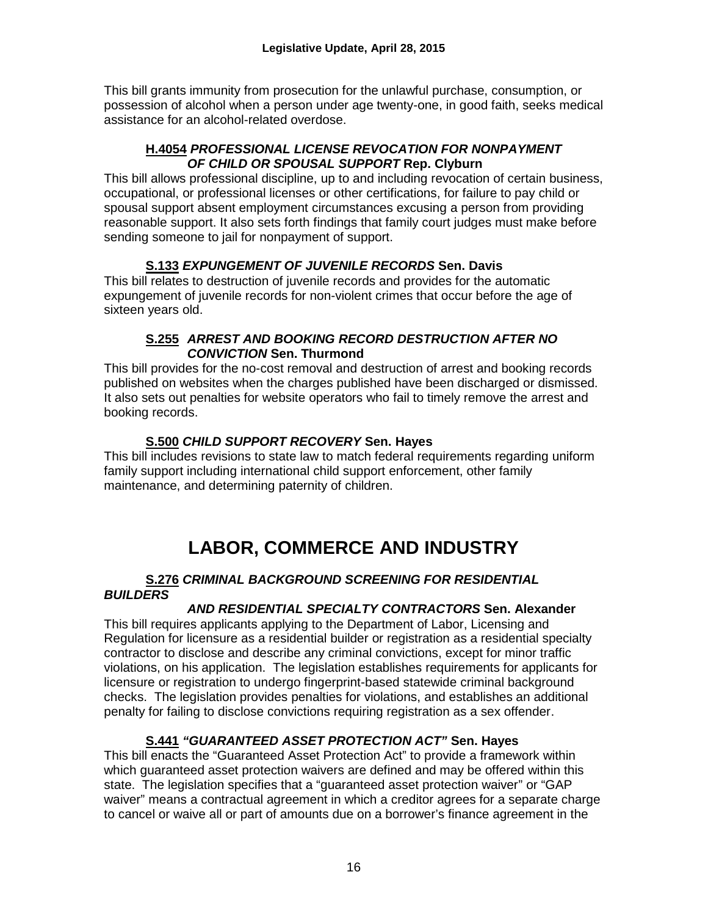This bill grants immunity from prosecution for the unlawful purchase, consumption, or possession of alcohol when a person under age twenty-one, in good faith, seeks medical assistance for an alcohol-related overdose.

**H.4054** ***PROFESSIONAL LICENSE REVOCATION FOR NONPAYMENT OF CHILD OR SPOUSAL SUPPORT*** **Rep. Clyburn**

This bill allows professional discipline, up to and including revocation of certain business, occupational, or professional licenses or other certifications, for failure to pay child or spousal support absent employment circumstances excusing a person from providing reasonable support. It also sets forth findings that family court judges must make before sending someone to jail for nonpayment of support.

**S.133** ***EXPUNGEMENT OF JUVENILE RECORDS*** **Sen. Davis**

This bill relates to destruction of juvenile records and provides for the automatic expungement of juvenile records for non-violent crimes that occur before the age of sixteen years old.

**S.255** ***ARREST AND BOOKING RECORD DESTRUCTION AFTER NO CONVICTION*** **Sen. Thurmond**

This bill provides for the no-cost removal and destruction of arrest and booking records published on websites when the charges published have been discharged or dismissed. It also sets out penalties for website operators who fail to timely remove the arrest and booking records.

**S.500** ***CHILD SUPPORT RECOVERY*** **Sen. Hayes**

This bill includes revisions to state law to match federal requirements regarding uniform family support including international child support enforcement, other family maintenance, and determining paternity of children.

# LABOR, COMMERCE AND INDUSTRY

**S.276** ***CRIMINAL BACKGROUND SCREENING FOR RESIDENTIAL BUILDERS AND RESIDENTIAL SPECIALTY CONTRACTORS*** **Sen. Alexander**

This bill requires applicants applying to the Department of Labor, Licensing and Regulation for licensure as a residential builder or registration as a residential specialty contractor to disclose and describe any criminal convictions, except for minor traffic violations, on his application. The legislation establishes requirements for applicants for licensure or registration to undergo fingerprint-based statewide criminal background checks. The legislation provides penalties for violations, and establishes an additional penalty for failing to disclose convictions requiring registration as a sex offender.

**S.441** ***"GUARANTEED ASSET PROTECTION ACT"*** **Sen. Hayes**

This bill enacts the "Guaranteed Asset Protection Act" to provide a framework within which guaranteed asset protection waivers are defined and may be offered within this state. The legislation specifies that a "guaranteed asset protection waiver" or "GAP waiver" means a contractual agreement in which a creditor agrees for a separate charge to cancel or waive all or part of amounts due on a borrower's finance agreement in the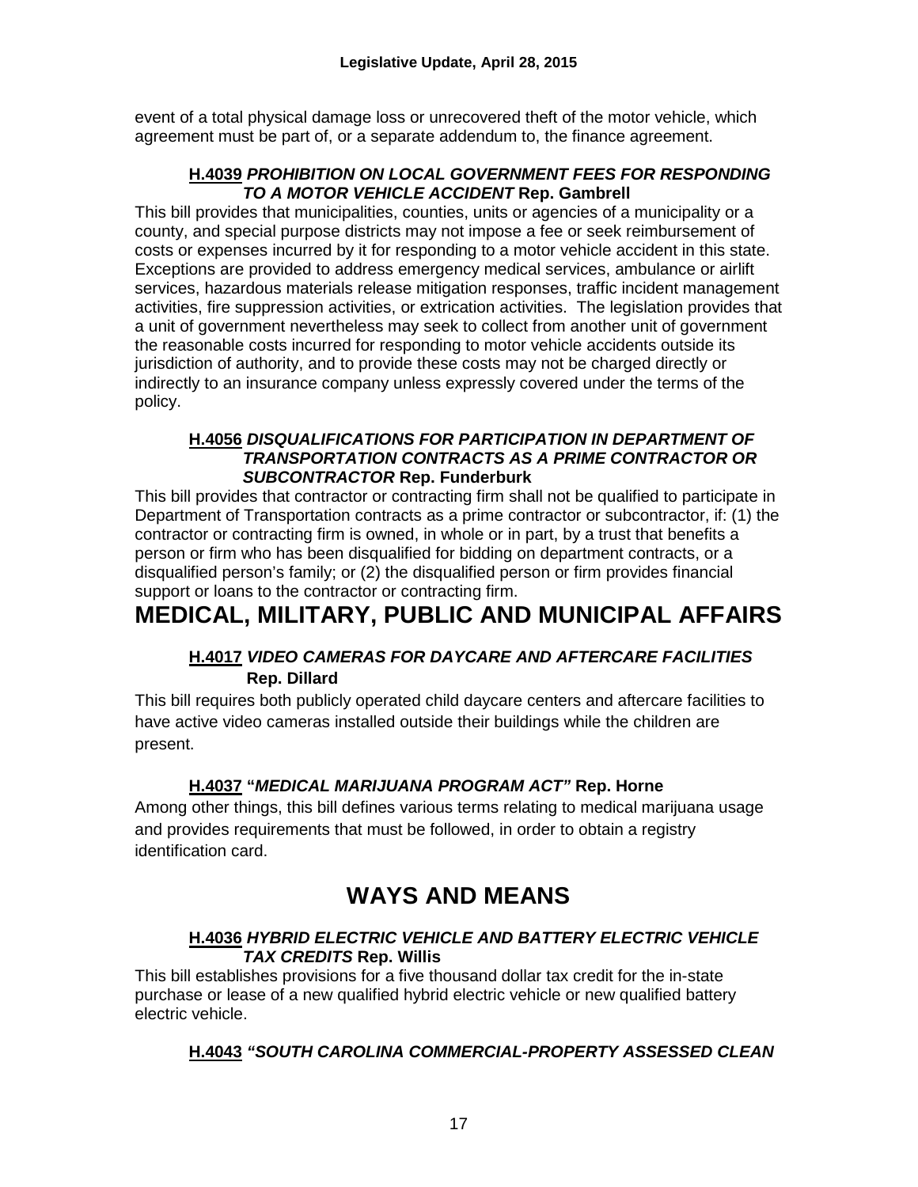event of a total physical damage loss or unrecovered theft of the motor vehicle, which agreement must be part of, or a separate addendum to, the finance agreement.

**H.4039** ***PROHIBITION ON LOCAL GOVERNMENT FEES FOR RESPONDING TO A MOTOR VEHICLE ACCIDENT*** **Rep. Gambrell**

This bill provides that municipalities, counties, units or agencies of a municipality or a county, and special purpose districts may not impose a fee or seek reimbursement of costs or expenses incurred by it for responding to a motor vehicle accident in this state. Exceptions are provided to address emergency medical services, ambulance or airlift services, hazardous materials release mitigation responses, traffic incident management activities, fire suppression activities, or extrication activities. The legislation provides that a unit of government nevertheless may seek to collect from another unit of government the reasonable costs incurred for responding to motor vehicle accidents outside its jurisdiction of authority, and to provide these costs may not be charged directly or indirectly to an insurance company unless expressly covered under the terms of the policy.

**H.4056** ***DISQUALIFICATIONS FOR PARTICIPATION IN DEPARTMENT OF TRANSPORTATION CONTRACTS AS A PRIME CONTRACTOR OR SUBCONTRACTOR*** **Rep. Funderburk**

This bill provides that contractor or contracting firm shall not be qualified to participate in Department of Transportation contracts as a prime contractor or subcontractor, if: (1) the contractor or contracting firm is owned, in whole or in part, by a trust that benefits a person or firm who has been disqualified for bidding on department contracts, or a disqualified person's family; or (2) the disqualified person or firm provides financial support or loans to the contractor or contracting firm.

# MEDICAL, MILITARY, PUBLIC AND MUNICIPAL AFFAIRS

**H.4017** ***VIDEO CAMERAS FOR DAYCARE AND AFTERCARE FACILITIES*** **Rep. Dillard**

This bill requires both publicly operated child daycare centers and aftercare facilities to have active video cameras installed outside their buildings while the children are present.

**H.4037** **"*MEDICAL MARIJUANA PROGRAM ACT*"** **Rep. Horne**

Among other things, this bill defines various terms relating to medical marijuana usage and provides requirements that must be followed, in order to obtain a registry identification card.

# WAYS AND MEANS

**H.4036** ***HYBRID ELECTRIC VEHICLE AND BATTERY ELECTRIC VEHICLE TAX CREDITS*** **Rep. Willis**

This bill establishes provisions for a five thousand dollar tax credit for the in-state purchase or lease of a new qualified hybrid electric vehicle or new qualified battery electric vehicle.

**H.4043** ***"SOUTH CAROLINA COMMERCIAL-PROPERTY ASSESSED CLEAN***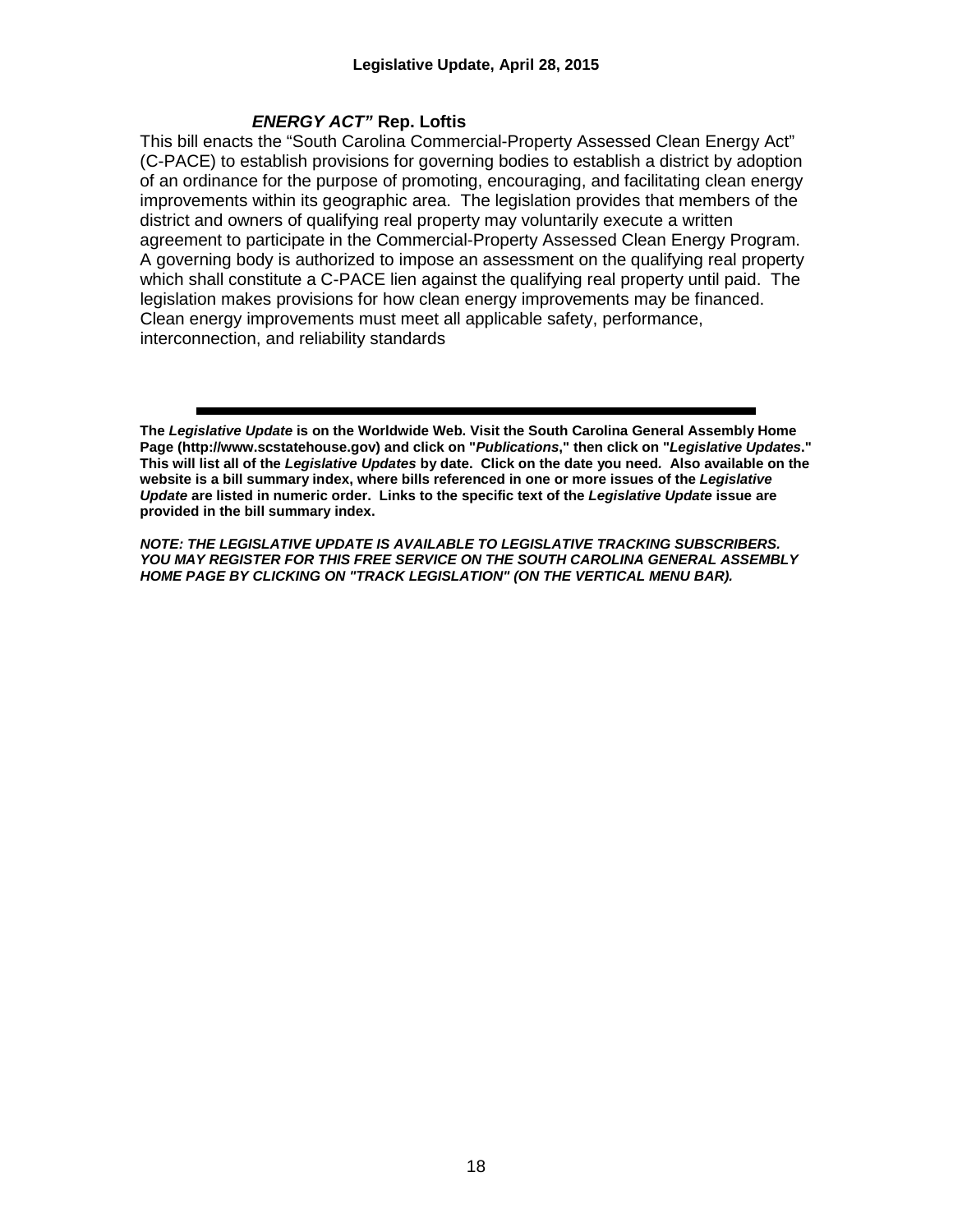***ENERGY ACT"* Rep. Loftis**

This bill enacts the "South Carolina Commercial-Property Assessed Clean Energy Act" (C-PACE) to establish provisions for governing bodies to establish a district by adoption of an ordinance for the purpose of promoting, encouraging, and facilitating clean energy improvements within its geographic area. The legislation provides that members of the district and owners of qualifying real property may voluntarily execute a written agreement to participate in the Commercial-Property Assessed Clean Energy Program. A governing body is authorized to impose an assessment on the qualifying real property which shall constitute a C-PACE lien against the qualifying real property until paid. The legislation makes provisions for how clean energy improvements may be financed. Clean energy improvements must meet all applicable safety, performance, interconnection, and reliability standards

---

**The *Legislative Update* is on the Worldwide Web. Visit the South Carolina General Assembly Home Page (http://www.scstatehouse.gov) and click on "*Publications*," then click on "*Legislative Updates*." This will list all of the *Legislative Updates* by date. Click on the date you need. Also available on the website is a bill summary index, where bills referenced in one or more issues of the *Legislative Update* are listed in numeric order. Links to the specific text of the *Legislative Update* issue are provided in the bill summary index.**

***NOTE: THE LEGISLATIVE UPDATE IS AVAILABLE TO LEGISLATIVE TRACKING SUBSCRIBERS. YOU MAY REGISTER FOR THIS FREE SERVICE ON THE SOUTH CAROLINA GENERAL ASSEMBLY HOME PAGE BY CLICKING ON "TRACK LEGISLATION" (ON THE VERTICAL MENU BAR).***